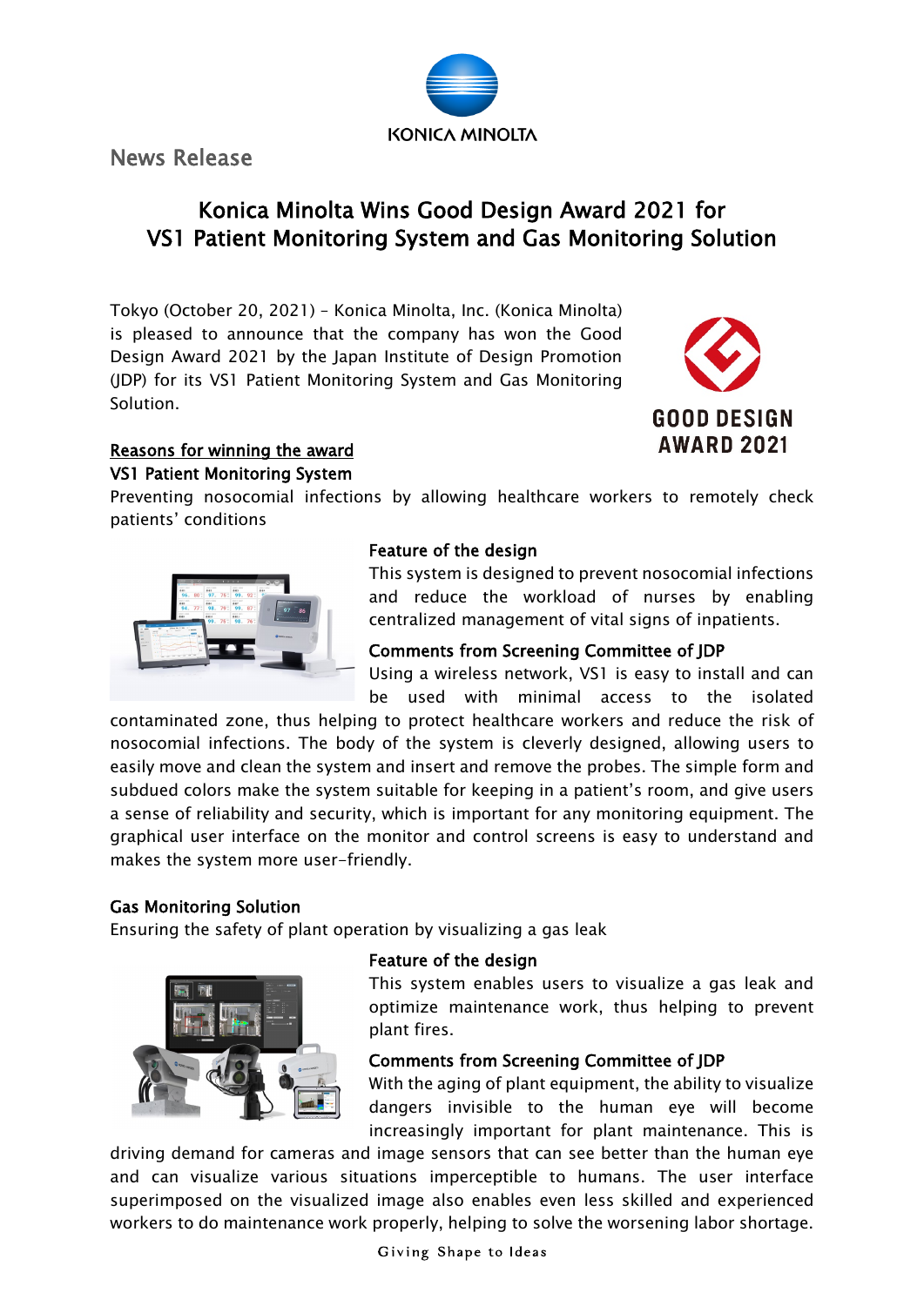News Release

# Konica Minolta Wins Good Design Award 2021 for VS1 Patient Monitoring System and Gas Monitoring Solution

Tokyo (October 20, 2021) – Konica Minolta, Inc. (Konica Minolta) is pleased to announce that the company has won the Good Design Award 2021 by the Japan Institute of Design Promotion (JDP) for its VS1 Patient Monitoring System and Gas Monitoring Solution.

GOOD DESIGN AWARD 2021

## Reasons for winning the award

### VS1 Patient Monitoring System

Preventing nosocomial infections by allowing healthcare workers to remotely check patients' conditions

**Feature of the design**

This system is designed to prevent nosocomial infections and reduce the workload of nurses by enabling centralized management of vital signs of inpatients.

**Comments from Screening Committee of JDP**

Using a wireless network, VS1 is easy to install and can be used with minimal access to the isolated contaminated zone, thus helping to protect healthcare workers and reduce the risk of nosocomial infections. The body of the system is cleverly designed, allowing users to easily move and clean the system and insert and remove the probes. The simple form and subdued colors make the system suitable for keeping in a patient's room, and give users a sense of reliability and security, which is important for any monitoring equipment. The graphical user interface on the monitor and control screens is easy to understand and makes the system more user-friendly.

### Gas Monitoring Solution

Ensuring the safety of plant operation by visualizing a gas leak

**Feature of the design**

This system enables users to visualize a gas leak and optimize maintenance work, thus helping to prevent plant fires.

**Comments from Screening Committee of JDP**

With the aging of plant equipment, the ability to visualize dangers invisible to the human eye will become increasingly important for plant maintenance. This is driving demand for cameras and image sensors that can see better than the human eye and can visualize various situations imperceptible to humans. The user interface superimposed on the visualized image also enables even less skilled and experienced workers to do maintenance work properly, helping to solve the worsening labor shortage.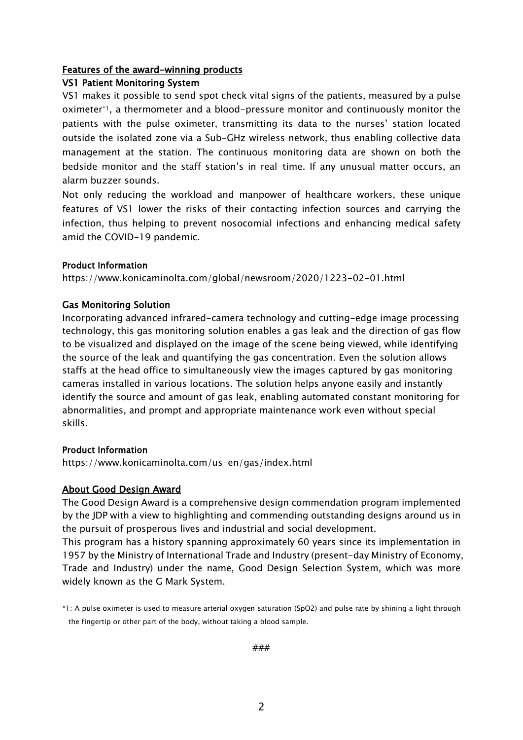## Features of the award-winning products

### VS1 Patient Monitoring System

VS1 makes it possible to send spot check vital signs of the patients, measured by a pulse oximeter[*1], a thermometer and a blood-pressure monitor and continuously monitor the patients with the pulse oximeter, transmitting its data to the nurses' station located outside the isolated zone via a Sub-GHz wireless network, thus enabling collective data management at the station. The continuous monitoring data are shown on both the bedside monitor and the staff station's in real-time. If any unusual matter occurs, an alarm buzzer sounds.

Not only reducing the workload and manpower of healthcare workers, these unique features of VS1 lower the risks of their contacting infection sources and carrying the infection, thus helping to prevent nosocomial infections and enhancing medical safety amid the COVID-19 pandemic.

**Product Information**

https://www.konicaminolta.com/global/newsroom/2020/1223-02-01.html

### Gas Monitoring Solution

Incorporating advanced infrared-camera technology and cutting-edge image processing technology, this gas monitoring solution enables a gas leak and the direction of gas flow to be visualized and displayed on the image of the scene being viewed, while identifying the source of the leak and quantifying the gas concentration. Even the solution allows staffs at the head office to simultaneously view the images captured by gas monitoring cameras installed in various locations. The solution helps anyone easily and instantly identify the source and amount of gas leak, enabling automated constant monitoring for abnormalities, and prompt and appropriate maintenance work even without special skills.

**Product Information**

https://www.konicaminolta.com/us-en/gas/index.html

## About Good Design Award

The Good Design Award is a comprehensive design commendation program implemented by the JDP with a view to highlighting and commending outstanding designs around us in the pursuit of prosperous lives and industrial and social development.

This program has a history spanning approximately 60 years since its implementation in 1957 by the Ministry of International Trade and Industry (present-day Ministry of Economy, Trade and Industry) under the name, Good Design Selection System, which was more widely known as the G Mark System.

*1: A pulse oximeter is used to measure arterial oxygen saturation (SpO2) and pulse rate by shining a light through the fingertip or other part of the body, without taking a blood sample.

###